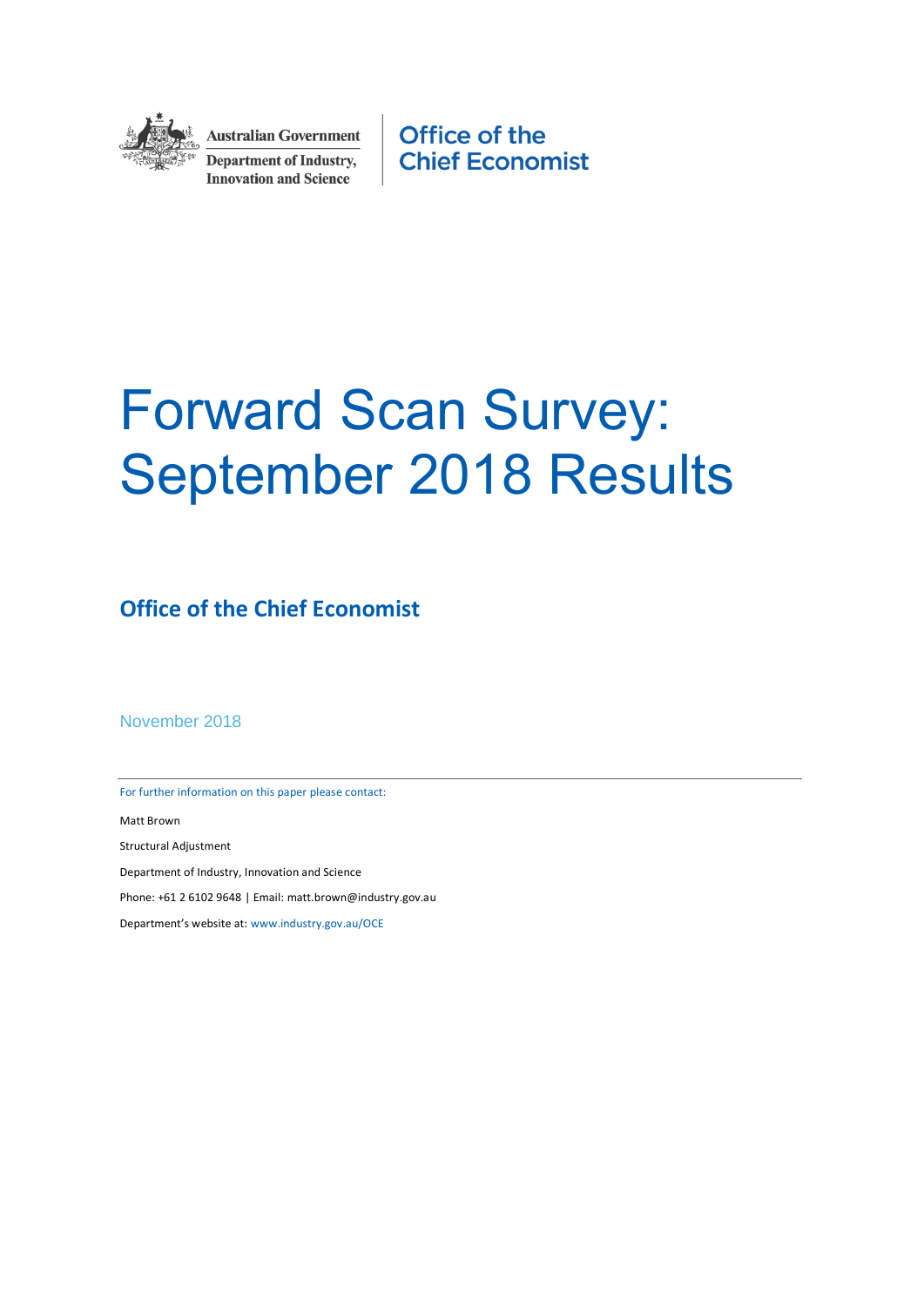Australian Government

Department of Industry, Innovation and Science

Office of the Chief Economist

# Forward Scan Survey: September 2018 Results

## Office of the Chief Economist

November 2018

---

For further information on this paper please contact:

Matt Brown

Structural Adjustment

Department of Industry, Innovation and Science

Phone: +61 2 6102 9648 | Email: matt.brown@industry.gov.au

Department's website at: www.industry.gov.au/OCE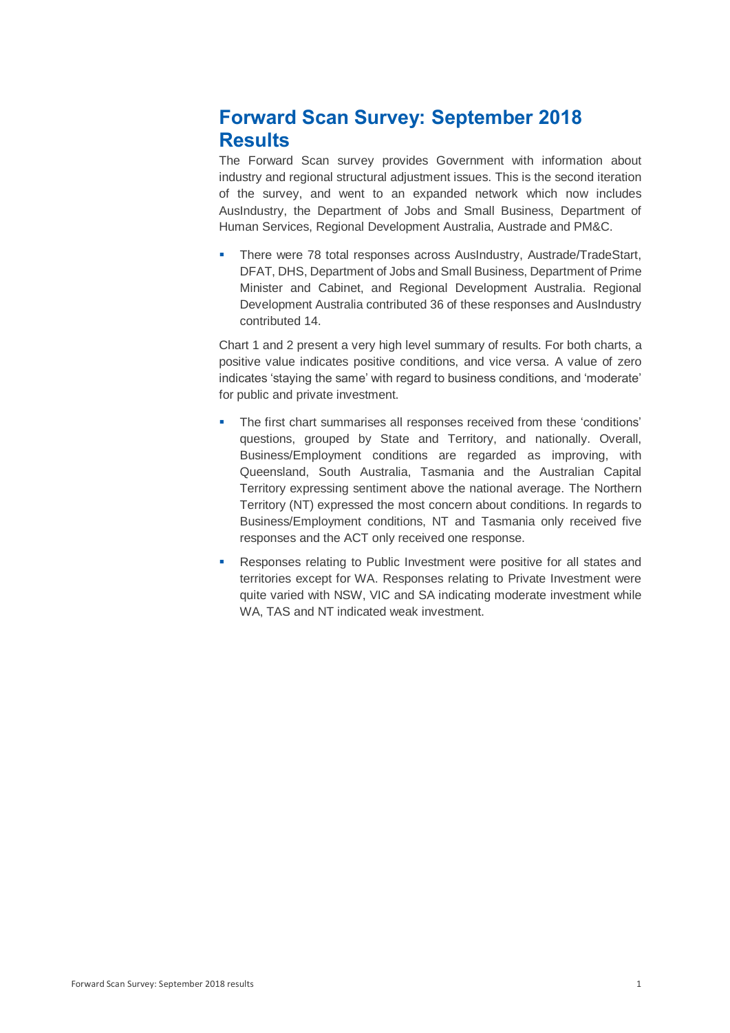# Forward Scan Survey: September 2018 Results

The Forward Scan survey provides Government with information about industry and regional structural adjustment issues. This is the second iteration of the survey, and went to an expanded network which now includes AusIndustry, the Department of Jobs and Small Business, Department of Human Services, Regional Development Australia, Austrade and PM&C.

- There were 78 total responses across AusIndustry, Austrade/TradeStart, DFAT, DHS, Department of Jobs and Small Business, Department of Prime Minister and Cabinet, and Regional Development Australia. Regional Development Australia contributed 36 of these responses and AusIndustry contributed 14.

Chart 1 and 2 present a very high level summary of results. For both charts, a positive value indicates positive conditions, and vice versa. A value of zero indicates 'staying the same' with regard to business conditions, and 'moderate' for public and private investment.

- The first chart summarises all responses received from these 'conditions' questions, grouped by State and Territory, and nationally. Overall, Business/Employment conditions are regarded as improving, with Queensland, South Australia, Tasmania and the Australian Capital Territory expressing sentiment above the national average. The Northern Territory (NT) expressed the most concern about conditions. In regards to Business/Employment conditions, NT and Tasmania only received five responses and the ACT only received one response.
- Responses relating to Public Investment were positive for all states and territories except for WA. Responses relating to Private Investment were quite varied with NSW, VIC and SA indicating moderate investment while WA, TAS and NT indicated weak investment.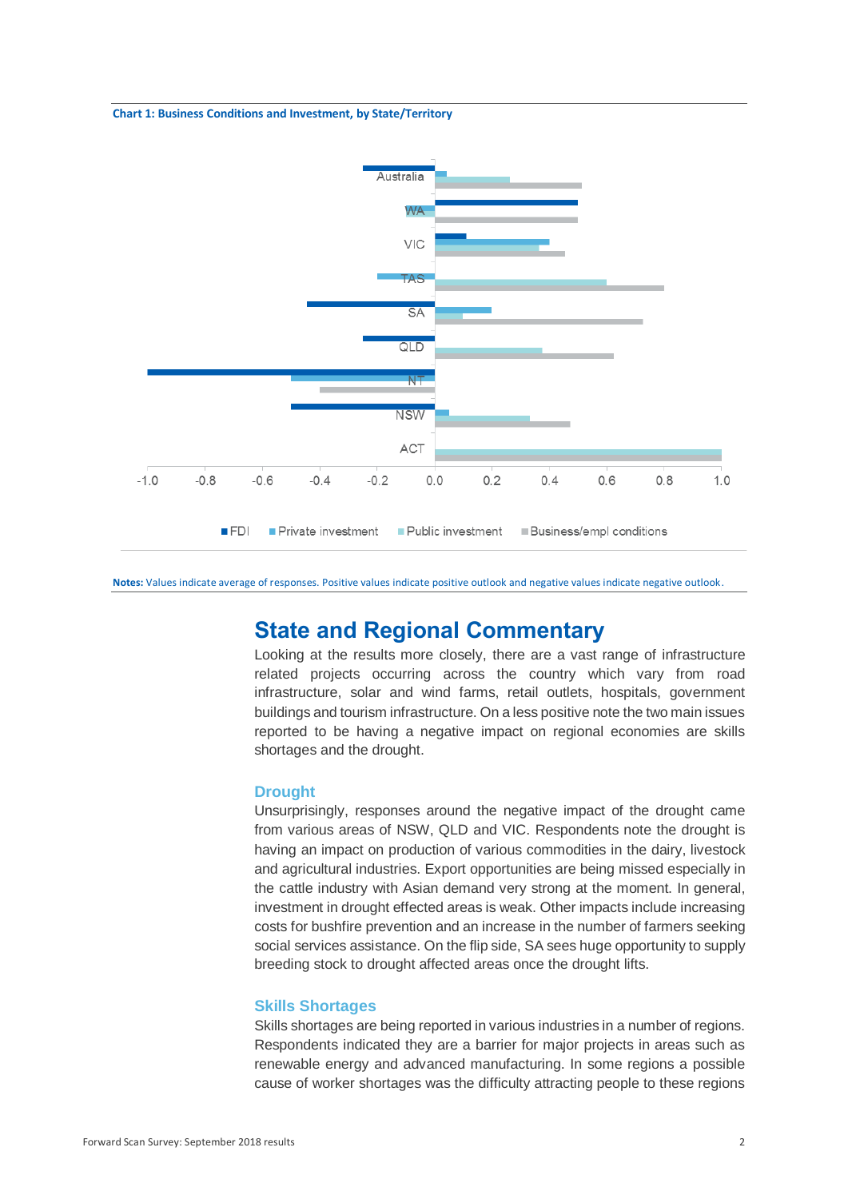**Chart 1: Business Conditions and Investment, by State/Territory**

**Notes:** Values indicate average of responses. Positive values indicate positive outlook and negative values indicate negative outlook.

## State and Regional Commentary

Looking at the results more closely, there are a vast range of infrastructure related projects occurring across the country which vary from road infrastructure, solar and wind farms, retail outlets, hospitals, government buildings and tourism infrastructure. On a less positive note the two main issues reported to be having a negative impact on regional economies are skills shortages and the drought.

### Drought

Unsurprisingly, responses around the negative impact of the drought came from various areas of NSW, QLD and VIC. Respondents note the drought is having an impact on production of various commodities in the dairy, livestock and agricultural industries. Export opportunities are being missed especially in the cattle industry with Asian demand very strong at the moment. In general, investment in drought effected areas is weak. Other impacts include increasing costs for bushfire prevention and an increase in the number of farmers seeking social services assistance. On the flip side, SA sees huge opportunity to supply breeding stock to drought affected areas once the drought lifts.

### Skills Shortages

Skills shortages are being reported in various industries in a number of regions. Respondents indicated they are a barrier for major projects in areas such as renewable energy and advanced manufacturing. In some regions a possible cause of worker shortages was the difficulty attracting people to these regions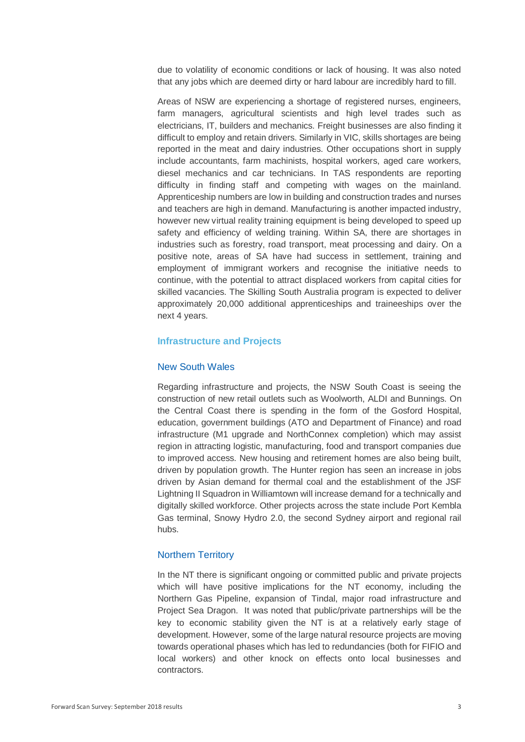due to volatility of economic conditions or lack of housing. It was also noted that any jobs which are deemed dirty or hard labour are incredibly hard to fill.

Areas of NSW are experiencing a shortage of registered nurses, engineers, farm managers, agricultural scientists and high level trades such as electricians, IT, builders and mechanics. Freight businesses are also finding it difficult to employ and retain drivers. Similarly in VIC, skills shortages are being reported in the meat and dairy industries. Other occupations short in supply include accountants, farm machinists, hospital workers, aged care workers, diesel mechanics and car technicians. In TAS respondents are reporting difficulty in finding staff and competing with wages on the mainland. Apprenticeship numbers are low in building and construction trades and nurses and teachers are high in demand. Manufacturing is another impacted industry, however new virtual reality training equipment is being developed to speed up safety and efficiency of welding training. Within SA, there are shortages in industries such as forestry, road transport, meat processing and dairy. On a positive note, areas of SA have had success in settlement, training and employment of immigrant workers and recognise the initiative needs to continue, with the potential to attract displaced workers from capital cities for skilled vacancies. The Skilling South Australia program is expected to deliver approximately 20,000 additional apprenticeships and traineeships over the next 4 years.

## Infrastructure and Projects

### New South Wales

Regarding infrastructure and projects, the NSW South Coast is seeing the construction of new retail outlets such as Woolworth, ALDI and Bunnings. On the Central Coast there is spending in the form of the Gosford Hospital, education, government buildings (ATO and Department of Finance) and road infrastructure (M1 upgrade and NorthConnex completion) which may assist region in attracting logistic, manufacturing, food and transport companies due to improved access. New housing and retirement homes are also being built, driven by population growth. The Hunter region has seen an increase in jobs driven by Asian demand for thermal coal and the establishment of the JSF Lightning II Squadron in Williamtown will increase demand for a technically and digitally skilled workforce. Other projects across the state include Port Kembla Gas terminal, Snowy Hydro 2.0, the second Sydney airport and regional rail hubs.

### Northern Territory

In the NT there is significant ongoing or committed public and private projects which will have positive implications for the NT economy, including the Northern Gas Pipeline, expansion of Tindal, major road infrastructure and Project Sea Dragon. It was noted that public/private partnerships will be the key to economic stability given the NT is at a relatively early stage of development. However, some of the large natural resource projects are moving towards operational phases which has led to redundancies (both for FIFIO and local workers) and other knock on effects onto local businesses and contractors.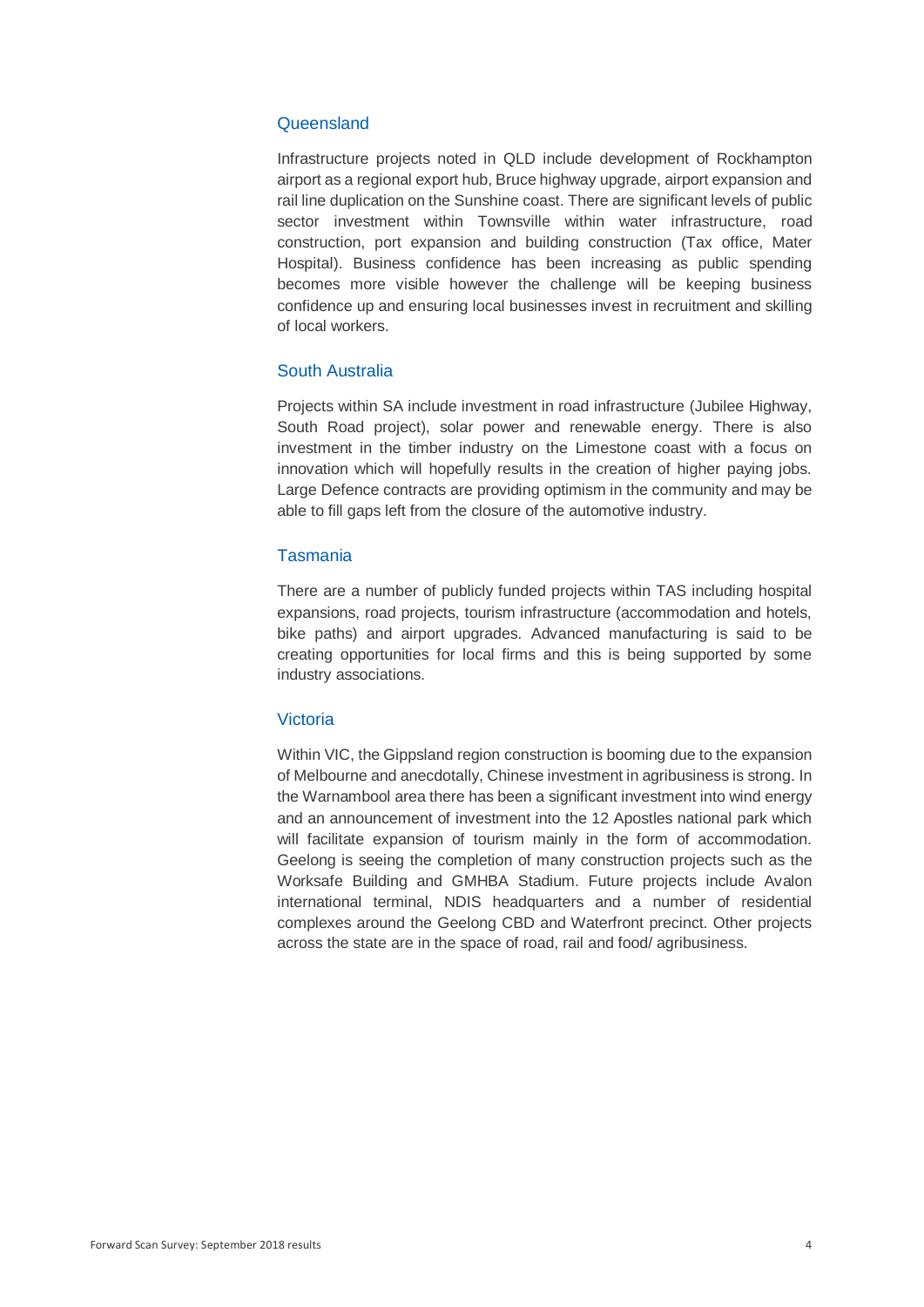### Queensland

Infrastructure projects noted in QLD include development of Rockhampton airport as a regional export hub, Bruce highway upgrade, airport expansion and rail line duplication on the Sunshine coast. There are significant levels of public sector investment within Townsville within water infrastructure, road construction, port expansion and building construction (Tax office, Mater Hospital). Business confidence has been increasing as public spending becomes more visible however the challenge will be keeping business confidence up and ensuring local businesses invest in recruitment and skilling of local workers.

### South Australia

Projects within SA include investment in road infrastructure (Jubilee Highway, South Road project), solar power and renewable energy. There is also investment in the timber industry on the Limestone coast with a focus on innovation which will hopefully results in the creation of higher paying jobs. Large Defence contracts are providing optimism in the community and may be able to fill gaps left from the closure of the automotive industry.

### Tasmania

There are a number of publicly funded projects within TAS including hospital expansions, road projects, tourism infrastructure (accommodation and hotels, bike paths) and airport upgrades. Advanced manufacturing is said to be creating opportunities for local firms and this is being supported by some industry associations.

### Victoria

Within VIC, the Gippsland region construction is booming due to the expansion of Melbourne and anecdotally, Chinese investment in agribusiness is strong. In the Warnambool area there has been a significant investment into wind energy and an announcement of investment into the 12 Apostles national park which will facilitate expansion of tourism mainly in the form of accommodation. Geelong is seeing the completion of many construction projects such as the Worksafe Building and GMHBA Stadium. Future projects include Avalon international terminal, NDIS headquarters and a number of residential complexes around the Geelong CBD and Waterfront precinct. Other projects across the state are in the space of road, rail and food/ agribusiness.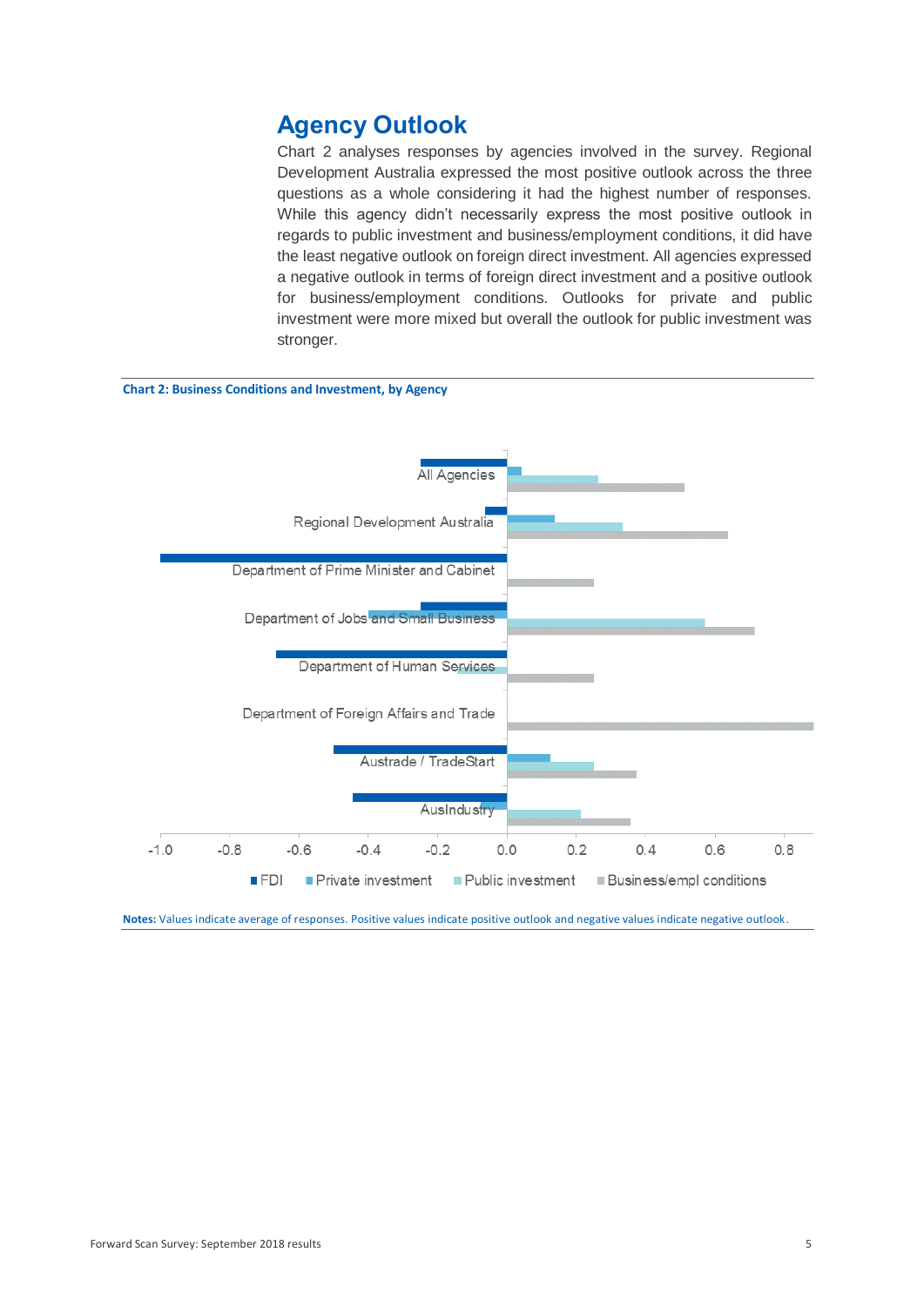## Agency Outlook

Chart 2 analyses responses by agencies involved in the survey. Regional Development Australia expressed the most positive outlook across the three questions as a whole considering it had the highest number of responses. While this agency didn't necessarily express the most positive outlook in regards to public investment and business/employment conditions, it did have the least negative outlook on foreign direct investment. All agencies expressed a negative outlook in terms of foreign direct investment and a positive outlook for business/employment conditions. Outlooks for private and public investment were more mixed but overall the outlook for public investment was stronger.

**Chart 2: Business Conditions and Investment, by Agency**

| Agency | FDI | Private investment | Public investment | Business/empl conditions |
|---|---|---|---|---|
| All Agencies | -0.25 | 0.04 | 0.26 | 0.51 |
| Regional Development Australia | -0.06 | 0.14 | 0.33 | 0.64 |
| Department of Prime Minister and Cabinet | -1.0 | | | 0.25 |
| Department of Jobs and Small Business | -0.25 | -0.4 | 0.57 | 0.71 |
| Department of Human Services | -0.67 | | -0.14 | 0.25 |
| Department of Foreign Affairs and Trade | | | | 0.88 |
| Austrade / TradeStart | -0.5 | 0.13 | 0.25 | 0.37 |
| AusIndustry | -0.44 | -0.08 | 0.21 | 0.36 |

**Notes:** Values indicate average of responses. Positive values indicate positive outlook and negative values indicate negative outlook.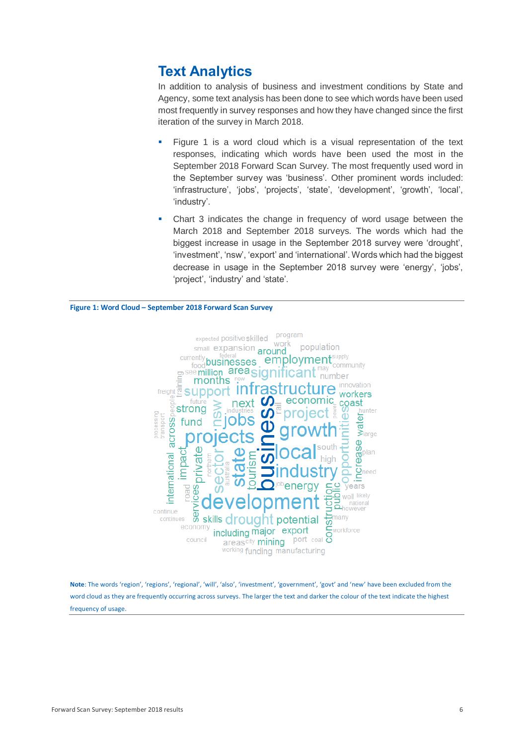## Text Analytics

In addition to analysis of business and investment conditions by State and Agency, some text analysis has been done to see which words have been used most frequently in survey responses and how they have changed since the first iteration of the survey in March 2018.

- Figure 1 is a word cloud which is a visual representation of the text responses, indicating which words have been used the most in the September 2018 Forward Scan Survey. The most frequently used word in the September survey was 'business'. Other prominent words included: 'infrastructure', 'jobs', 'projects', 'state', 'development', 'growth', 'local', 'industry'.
- Chart 3 indicates the change in frequency of word usage between the March 2018 and September 2018 surveys. The words which had the biggest increase in usage in the September 2018 survey were 'drought', 'investment', 'nsw', 'export' and 'international'. Words which had the biggest decrease in usage in the September 2018 survey were 'energy', 'jobs', 'project', 'industry' and 'state'.

**Figure 1: Word Cloud – September 2018 Forward Scan Survey**

**Note**: The words 'region', 'regions', 'regional', 'will', 'also', 'investment', 'government', 'govt' and 'new' have been excluded from the word cloud as they are frequently occurring across surveys. The larger the text and darker the colour of the text indicate the highest frequency of usage.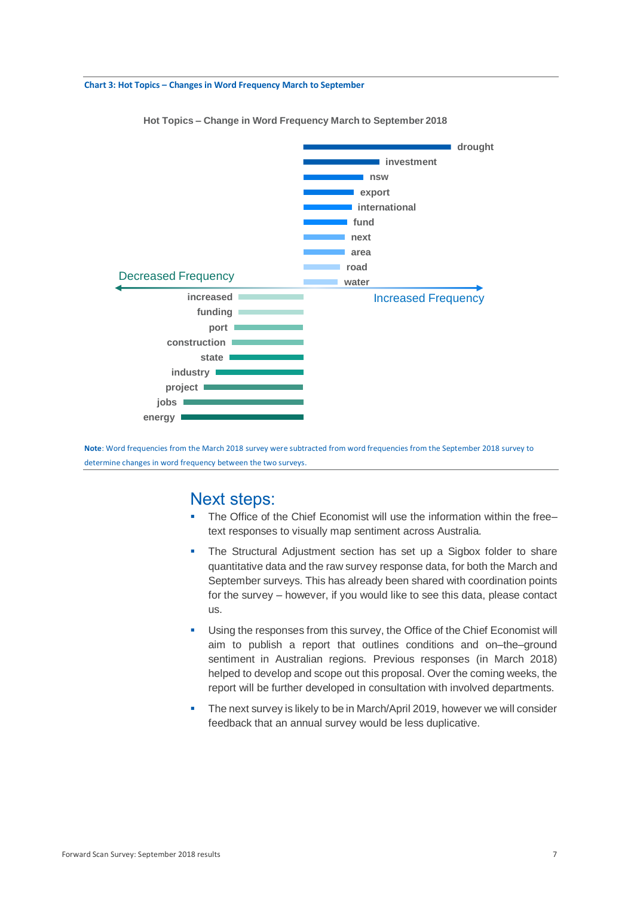**Chart 3: Hot Topics – Changes in Word Frequency March to September**

Hot Topics – Change in Word Frequency March to September 2018

Decreased Frequency

Increased Frequency

drought
investment
nsw
export
international
fund
next
area
road
water

increased
funding
port
construction
state
industry
project
jobs
energy

**Note**: Word frequencies from the March 2018 survey were subtracted from word frequencies from the September 2018 survey to determine changes in word frequency between the two surveys.

## Next steps:

- The Office of the Chief Economist will use the information within the free–text responses to visually map sentiment across Australia.
- The Structural Adjustment section has set up a Sigbox folder to share quantitative data and the raw survey response data, for both the March and September surveys. This has already been shared with coordination points for the survey – however, if you would like to see this data, please contact us.
- Using the responses from this survey, the Office of the Chief Economist will aim to publish a report that outlines conditions and on–the–ground sentiment in Australian regions. Previous responses (in March 2018) helped to develop and scope out this proposal. Over the coming weeks, the report will be further developed in consultation with involved departments.
- The next survey is likely to be in March/April 2019, however we will consider feedback that an annual survey would be less duplicative.